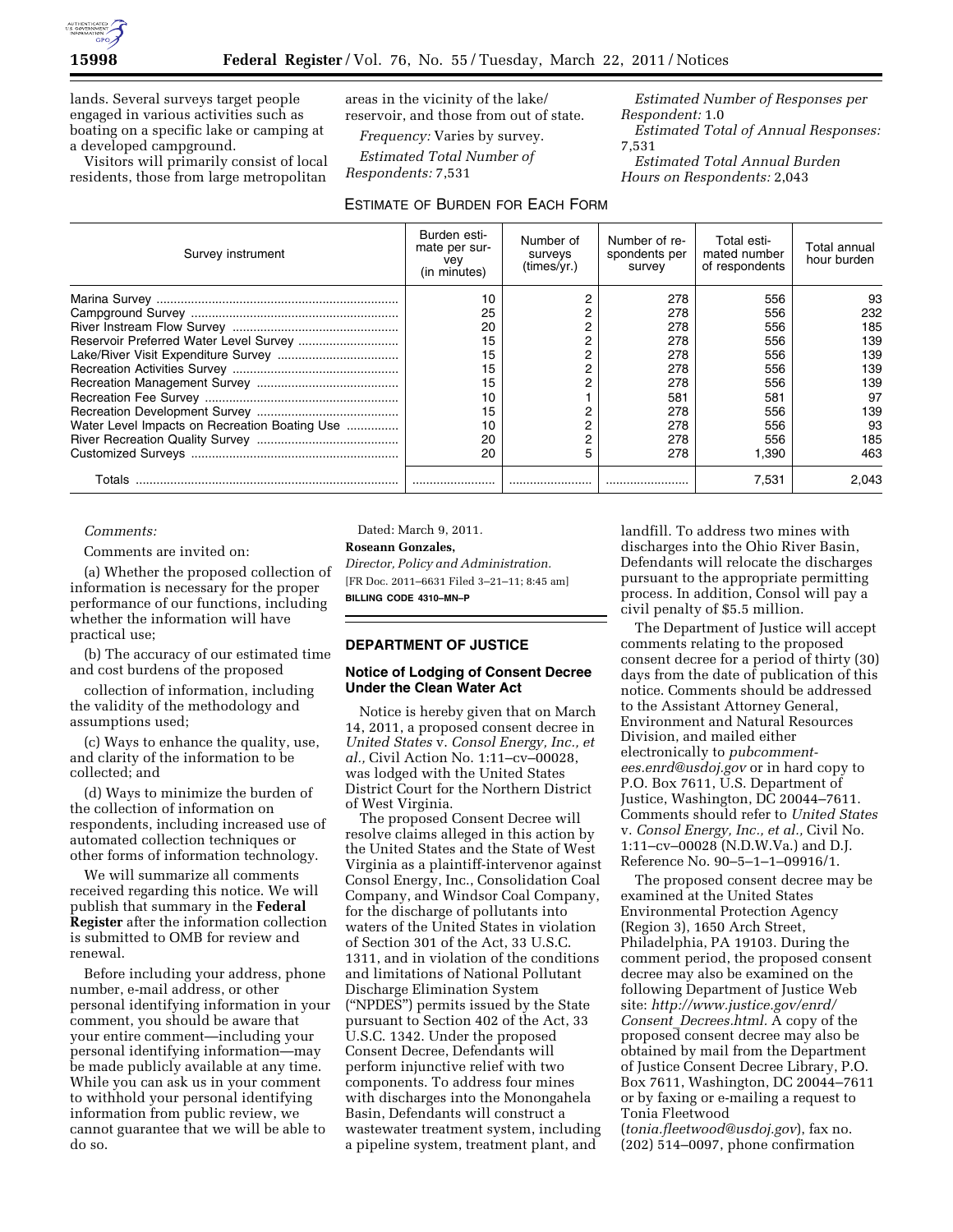lands. Several surveys target people engaged in various activities such as boating on a specific lake or camping at a developed campground.

Visitors will primarily consist of local residents, those from large metropolitan areas in the vicinity of the lake/reservoir, and those from out of state.

*Frequency:* Varies by survey.

*Estimated Total Number of Respondents:* 7,531

*Estimated Number of Responses per Respondent:* 1.0

*Estimated Total of Annual Responses:* 7,531

*Estimated Total Annual Burden Hours on Respondents:* 2,043

ESTIMATE OF BURDEN FOR EACH FORM

| Survey instrument | Burden estimate per survey (in minutes) | Number of surveys (times/yr.) | Number of respondents per survey | Total estimated number of respondents | Total annual hour burden |
|---|---|---|---|---|---|
| Marina Survey | 10 | 2 | 278 | 556 | 93 |
| Campground Survey | 25 | 2 | 278 | 556 | 232 |
| River Instream Flow Survey | 20 | 2 | 278 | 556 | 185 |
| Reservoir Preferred Water Level Survey | 15 | 2 | 278 | 556 | 139 |
| Lake/River Visit Expenditure Survey | 15 | 2 | 278 | 556 | 139 |
| Recreation Activities Survey | 15 | 2 | 278 | 556 | 139 |
| Recreation Management Survey | 15 | 2 | 278 | 556 | 139 |
| Recreation Fee Survey | 10 | 1 | 581 | 581 | 97 |
| Recreation Development Survey | 15 | 2 | 278 | 556 | 139 |
| Water Level Impacts on Recreation Boating Use | 10 | 2 | 278 | 556 | 93 |
| River Recreation Quality Survey | 20 | 2 | 278 | 556 | 185 |
| Customized Surveys | 20 | 5 | 278 | 1,390 | 463 |
| Totals | | | | 7,531 | 2,043 |

*Comments:*

Comments are invited on:

(a) Whether the proposed collection of information is necessary for the proper performance of our functions, including whether the information will have practical use;

(b) The accuracy of our estimated time and cost burdens of the proposed collection of information, including the validity of the methodology and assumptions used;

(c) Ways to enhance the quality, use, and clarity of the information to be collected; and

(d) Ways to minimize the burden of the collection of information on respondents, including increased use of automated collection techniques or other forms of information technology.

We will summarize all comments received regarding this notice. We will publish that summary in the **Federal Register** after the information collection is submitted to OMB for review and renewal.

Before including your address, phone number, e-mail address, or other personal identifying information in your comment, you should be aware that your entire comment—including your personal identifying information—may be made publicly available at any time. While you can ask us in your comment to withhold your personal identifying information from public review, we cannot guarantee that we will be able to do so.

Dated: March 9, 2011.

**Roseann Gonzales,**

*Director, Policy and Administration.*

[FR Doc. 2011–6631 Filed 3–21–11; 8:45 am]

**BILLING CODE 4310–MN–P**

## DEPARTMENT OF JUSTICE

### Notice of Lodging of Consent Decree Under the Clean Water Act

Notice is hereby given that on March 14, 2011, a proposed consent decree in *United States* v. *Consol Energy, Inc., et al.,* Civil Action No. 1:11–cv–00028, was lodged with the United States District Court for the Northern District of West Virginia.

The proposed Consent Decree will resolve claims alleged in this action by the United States and the State of West Virginia as a plaintiff-intervenor against Consol Energy, Inc., Consolidation Coal Company, and Windsor Coal Company, for the discharge of pollutants into waters of the United States in violation of Section 301 of the Act, 33 U.S.C. 1311, and in violation of the conditions and limitations of National Pollutant Discharge Elimination System ("NPDES") permits issued by the State pursuant to Section 402 of the Act, 33 U.S.C. 1342. Under the proposed Consent Decree, Defendants will perform injunctive relief with two components. To address four mines with discharges into the Monongahela Basin, Defendants will construct a wastewater treatment system, including a pipeline system, treatment plant, and landfill. To address two mines with discharges into the Ohio River Basin, Defendants will relocate the discharges pursuant to the appropriate permitting process. In addition, Consol will pay a civil penalty of $5.5 million.

The Department of Justice will accept comments relating to the proposed consent decree for a period of thirty (30) days from the date of publication of this notice. Comments should be addressed to the Assistant Attorney General, Environment and Natural Resources Division, and mailed either electronically to *pubcomment-ees.enrd@usdoj.gov* or in hard copy to P.O. Box 7611, U.S. Department of Justice, Washington, DC 20044–7611. Comments should refer to *United States* v. *Consol Energy, Inc., et al.,* Civil No. 1:11–cv–00028 (N.D.W.Va.) and D.J. Reference No. 90–5–1–1–09916/1.

The proposed consent decree may be examined at the United States Environmental Protection Agency (Region 3), 1650 Arch Street, Philadelphia, PA 19103. During the comment period, the proposed consent decree may also be examined on the following Department of Justice Web site: *http://www.justice.gov/enrd/Consent_Decrees.html.* A copy of the proposed consent decree may also be obtained by mail from the Department of Justice Consent Decree Library, P.O. Box 7611, Washington, DC 20044–7611 or by faxing or e-mailing a request to Tonia Fleetwood (*tonia.fleetwood@usdoj.gov*), fax no. (202) 514–0097, phone confirmation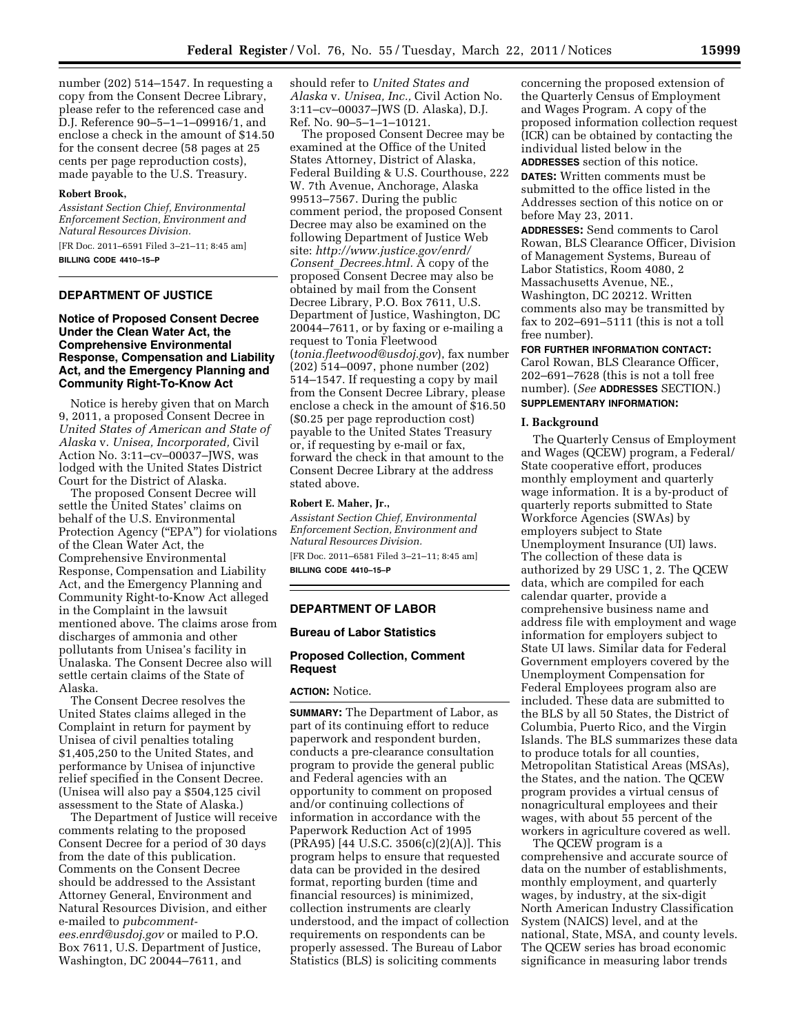number (202) 514–1547. In requesting a copy from the Consent Decree Library, please refer to the referenced case and D.J. Reference 90–5–1–1–09916/1, and enclose a check in the amount of $14.50 for the consent decree (58 pages at 25 cents per page reproduction costs), made payable to the U.S. Treasury.

**Robert Brook,**

*Assistant Section Chief, Environmental Enforcement Section, Environment and Natural Resources Division.*

[FR Doc. 2011–6591 Filed 3–21–11; 8:45 am]

**BILLING CODE 4410–15–P**

## DEPARTMENT OF JUSTICE

### Notice of Proposed Consent Decree Under the Clean Water Act, the Comprehensive Environmental Response, Compensation and Liability Act, and the Emergency Planning and Community Right-To-Know Act

Notice is hereby given that on March 9, 2011, a proposed Consent Decree in *United States of American and State of Alaska* v. *Unisea, Incorporated,* Civil Action No. 3:11–cv–00037–JWS, was lodged with the United States District Court for the District of Alaska.

The proposed Consent Decree will settle the United States' claims on behalf of the U.S. Environmental Protection Agency ("EPA") for violations of the Clean Water Act, the Comprehensive Environmental Response, Compensation and Liability Act, and the Emergency Planning and Community Right-to-Know Act alleged in the Complaint in the lawsuit mentioned above. The claims arose from discharges of ammonia and other pollutants from Unisea's facility in Unalaska. The Consent Decree also will settle certain claims of the State of Alaska.

The Consent Decree resolves the United States claims alleged in the Complaint in return for payment by Unisea of civil penalties totaling $1,405,250 to the United States, and performance by Unisea of injunctive relief specified in the Consent Decree. (Unisea will also pay a $504,125 civil assessment to the State of Alaska.)

The Department of Justice will receive comments relating to the proposed Consent Decree for a period of 30 days from the date of this publication. Comments on the Consent Decree should be addressed to the Assistant Attorney General, Environment and Natural Resources Division, and either e-mailed to *pubcomment-ees.enrd@usdoj.gov* or mailed to P.O. Box 7611, U.S. Department of Justice, Washington, DC 20044–7611, and should refer to *United States and Alaska* v. *Unisea, Inc.,* Civil Action No. 3:11–cv–00037–JWS (D. Alaska), D.J. Ref. No. 90–5–1–1–10121.

The proposed Consent Decree may be examined at the Office of the United States Attorney, District of Alaska, Federal Building & U.S. Courthouse, 222 W. 7th Avenue, Anchorage, Alaska 99513–7567. During the public comment period, the proposed Consent Decree may also be examined on the following Department of Justice Web site: *http://www.justice.gov/enrd/Consent_Decrees.html.* A copy of the proposed Consent Decree may also be obtained by mail from the Consent Decree Library, P.O. Box 7611, U.S. Department of Justice, Washington, DC 20044–7611, or by faxing or e-mailing a request to Tonia Fleetwood (*tonia.fleetwood@usdoj.gov*), fax number (202) 514–0097, phone number (202) 514–1547. If requesting a copy by mail from the Consent Decree Library, please enclose a check in the amount of $16.50 ($0.25 per page reproduction cost) payable to the United States Treasury or, if requesting by e-mail or fax, forward the check in that amount to the Consent Decree Library at the address stated above.

**Robert E. Maher, Jr.,**

*Assistant Section Chief, Environmental Enforcement Section, Environment and Natural Resources Division.*

[FR Doc. 2011–6581 Filed 3–21–11; 8:45 am]

**BILLING CODE 4410–15–P**

## DEPARTMENT OF LABOR

### Bureau of Labor Statistics

### Proposed Collection, Comment Request

**ACTION:** Notice.

**SUMMARY:** The Department of Labor, as part of its continuing effort to reduce paperwork and respondent burden, conducts a pre-clearance consultation program to provide the general public and Federal agencies with an opportunity to comment on proposed and/or continuing collections of information in accordance with the Paperwork Reduction Act of 1995 (PRA95) [44 U.S.C. 3506(c)(2)(A)]. This program helps to ensure that requested data can be provided in the desired format, reporting burden (time and financial resources) is minimized, collection instruments are clearly understood, and the impact of collection requirements on respondents can be properly assessed. The Bureau of Labor Statistics (BLS) is soliciting comments concerning the proposed extension of the Quarterly Census of Employment and Wages Program. A copy of the proposed information collection request (ICR) can be obtained by contacting the individual listed below in the **ADDRESSES** section of this notice.

**DATES:** Written comments must be submitted to the office listed in the Addresses section of this notice on or before May 23, 2011.

**ADDRESSES:** Send comments to Carol Rowan, BLS Clearance Officer, Division of Management Systems, Bureau of Labor Statistics, Room 4080, 2 Massachusetts Avenue, NE., Washington, DC 20212. Written comments also may be transmitted by fax to 202–691–5111 (this is not a toll free number).

**FOR FURTHER INFORMATION CONTACT:** Carol Rowan, BLS Clearance Officer, 202–691–7628 (this is not a toll free number). (*See* **ADDRESSES** SECTION.)

**SUPPLEMENTARY INFORMATION:**

#### I. Background

The Quarterly Census of Employment and Wages (QCEW) program, a Federal/State cooperative effort, produces monthly employment and quarterly wage information. It is a by-product of quarterly reports submitted to State Workforce Agencies (SWAs) by employers subject to State Unemployment Insurance (UI) laws. The collection of these data is authorized by 29 USC 1, 2. The QCEW data, which are compiled for each calendar quarter, provide a comprehensive business name and address file with employment and wage information for employers subject to State UI laws. Similar data for Federal Government employers covered by the Unemployment Compensation for Federal Employees program also are included. These data are submitted to the BLS by all 50 States, the District of Columbia, Puerto Rico, and the Virgin Islands. The BLS summarizes these data to produce totals for all counties, Metropolitan Statistical Areas (MSAs), the States, and the nation. The QCEW program provides a virtual census of nonagricultural employees and their wages, with about 55 percent of the workers in agriculture covered as well.

The QCEW program is a comprehensive and accurate source of data on the number of establishments, monthly employment, and quarterly wages, by industry, at the six-digit North American Industry Classification System (NAICS) level, and at the national, State, MSA, and county levels. The QCEW series has broad economic significance in measuring labor trends